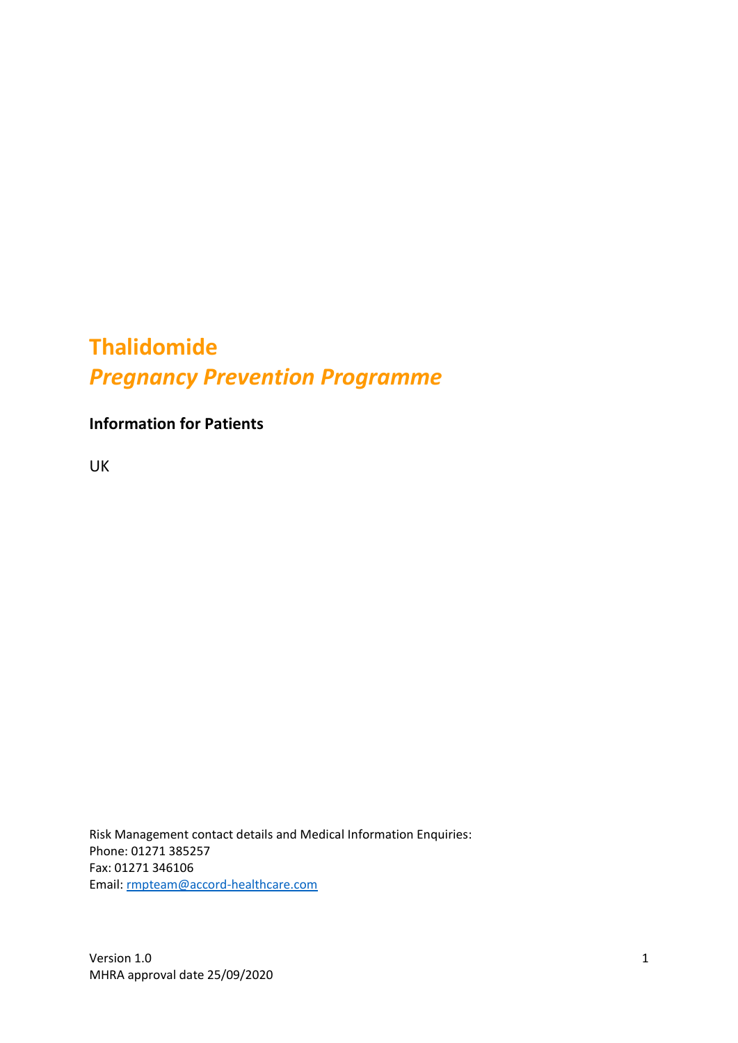# Thalidomide

## *Pregnancy Prevention Programme*

**Information for Patients**

UK

Risk Management contact details and Medical Information Enquiries:
Phone: 01271 385257
Fax: 01271 346106
Email: rmpteam@accord-healthcare.com

Version 1.0
MHRA approval date 25/09/2020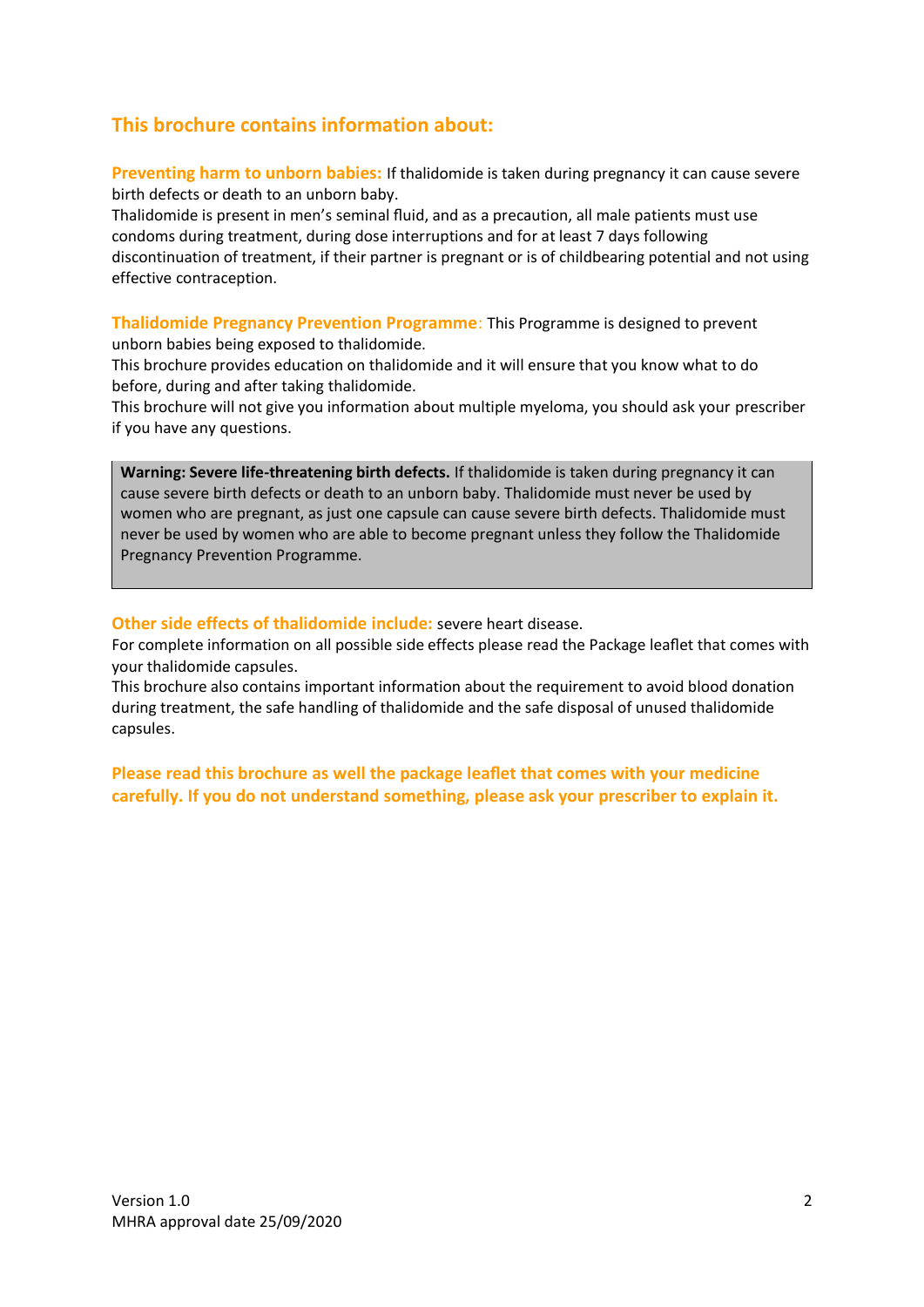## This brochure contains information about:

**Preventing harm to unborn babies:** If thalidomide is taken during pregnancy it can cause severe birth defects or death to an unborn baby.
Thalidomide is present in men's seminal fluid, and as a precaution, all male patients must use condoms during treatment, during dose interruptions and for at least 7 days following discontinuation of treatment, if their partner is pregnant or is of childbearing potential and not using effective contraception.

**Thalidomide Pregnancy Prevention Programme**: This Programme is designed to prevent unborn babies being exposed to thalidomide.
This brochure provides education on thalidomide and it will ensure that you know what to do before, during and after taking thalidomide.
This brochure will not give you information about multiple myeloma, you should ask your prescriber if you have any questions.

> **Warning: Severe life-threatening birth defects.** If thalidomide is taken during pregnancy it can cause severe birth defects or death to an unborn baby. Thalidomide must never be used by women who are pregnant, as just one capsule can cause severe birth defects. Thalidomide must never be used by women who are able to become pregnant unless they follow the Thalidomide Pregnancy Prevention Programme.

**Other side effects of thalidomide include:** severe heart disease.
For complete information on all possible side effects please read the Package leaflet that comes with your thalidomide capsules.
This brochure also contains important information about the requirement to avoid blood donation during treatment, the safe handling of thalidomide and the safe disposal of unused thalidomide capsules.

**Please read this brochure as well the package leaflet that comes with your medicine carefully. If you do not understand something, please ask your prescriber to explain it.**

Version 1.0
MHRA approval date 25/09/2020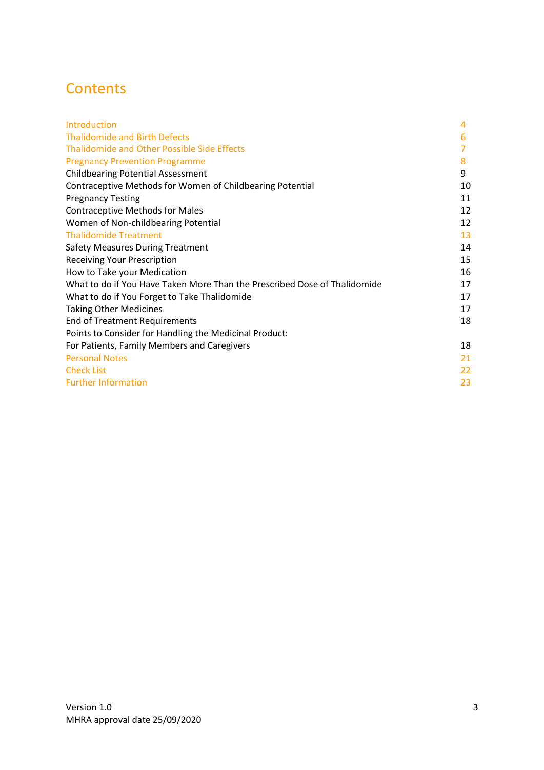# Contents

| | |
|---|---|
| Introduction | 4 |
| Thalidomide and Birth Defects | 6 |
| Thalidomide and Other Possible Side Effects | 7 |
| Pregnancy Prevention Programme | 8 |
| Childbearing Potential Assessment | 9 |
| Contraceptive Methods for Women of Childbearing Potential | 10 |
| Pregnancy Testing | 11 |
| Contraceptive Methods for Males | 12 |
| Women of Non-childbearing Potential | 12 |
| Thalidomide Treatment | 13 |
| Safety Measures During Treatment | 14 |
| Receiving Your Prescription | 15 |
| How to Take your Medication | 16 |
| What to do if You Have Taken More Than the Prescribed Dose of Thalidomide | 17 |
| What to do if You Forget to Take Thalidomide | 17 |
| Taking Other Medicines | 17 |
| End of Treatment Requirements | 18 |
| Points to Consider for Handling the Medicinal Product: For Patients, Family Members and Caregivers | 18 |
| Personal Notes | 21 |
| Check List | 22 |
| Further Information | 23 |

Version 1.0
MHRA approval date 25/09/2020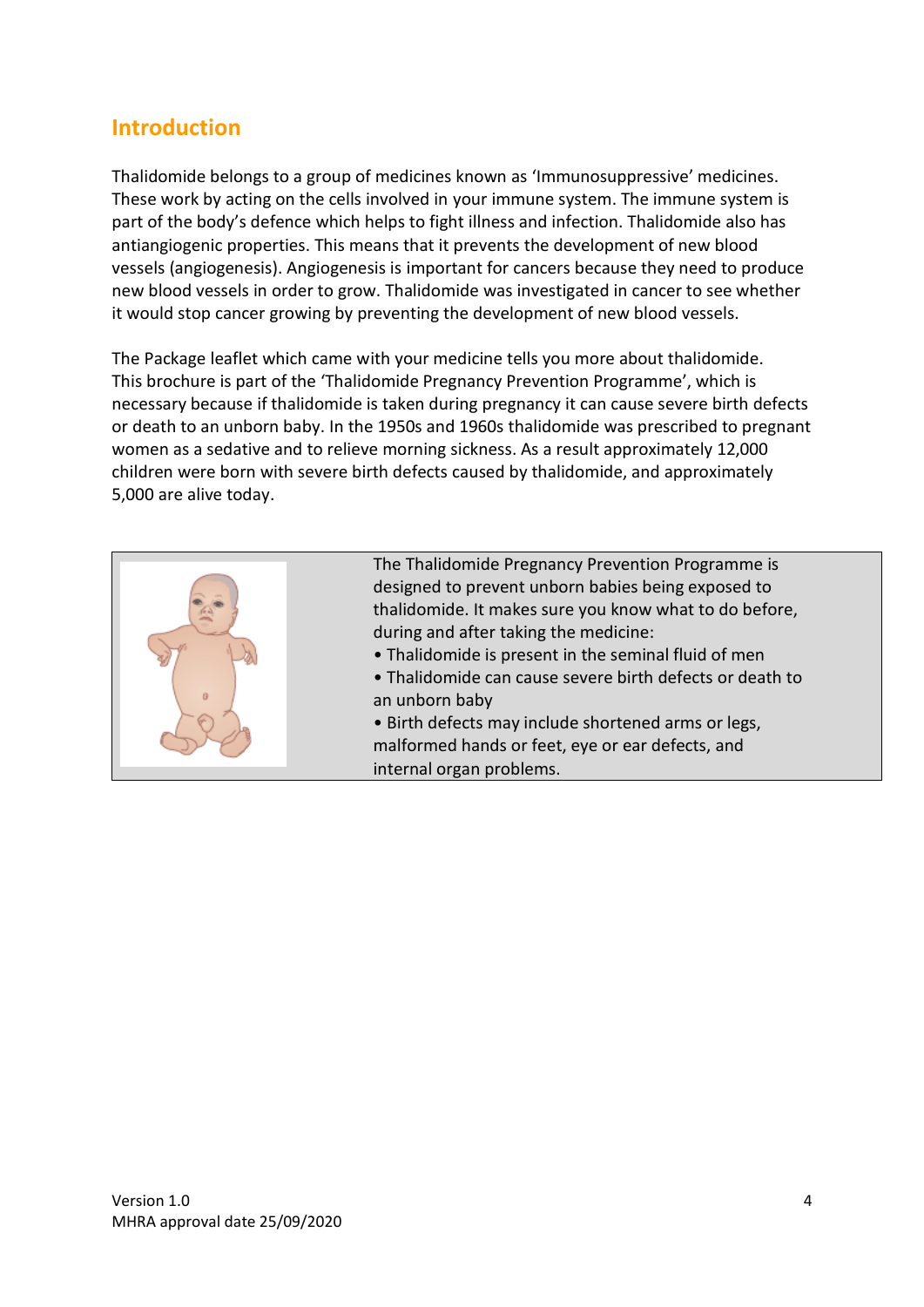## Introduction

Thalidomide belongs to a group of medicines known as 'Immunosuppressive' medicines. These work by acting on the cells involved in your immune system. The immune system is part of the body's defence which helps to fight illness and infection. Thalidomide also has antiangiogenic properties. This means that it prevents the development of new blood vessels (angiogenesis). Angiogenesis is important for cancers because they need to produce new blood vessels in order to grow. Thalidomide was investigated in cancer to see whether it would stop cancer growing by preventing the development of new blood vessels.

The Package leaflet which came with your medicine tells you more about thalidomide. This brochure is part of the 'Thalidomide Pregnancy Prevention Programme', which is necessary because if thalidomide is taken during pregnancy it can cause severe birth defects or death to an unborn baby. In the 1950s and 1960s thalidomide was prescribed to pregnant women as a sedative and to relieve morning sickness. As a result approximately 12,000 children were born with severe birth defects caused by thalidomide, and approximately 5,000 are alive today.

The Thalidomide Pregnancy Prevention Programme is designed to prevent unborn babies being exposed to thalidomide. It makes sure you know what to do before, during and after taking the medicine:

- Thalidomide is present in the seminal fluid of men
- Thalidomide can cause severe birth defects or death to an unborn baby
- Birth defects may include shortened arms or legs, malformed hands or feet, eye or ear defects, and internal organ problems.

Version 1.0
MHRA approval date 25/09/2020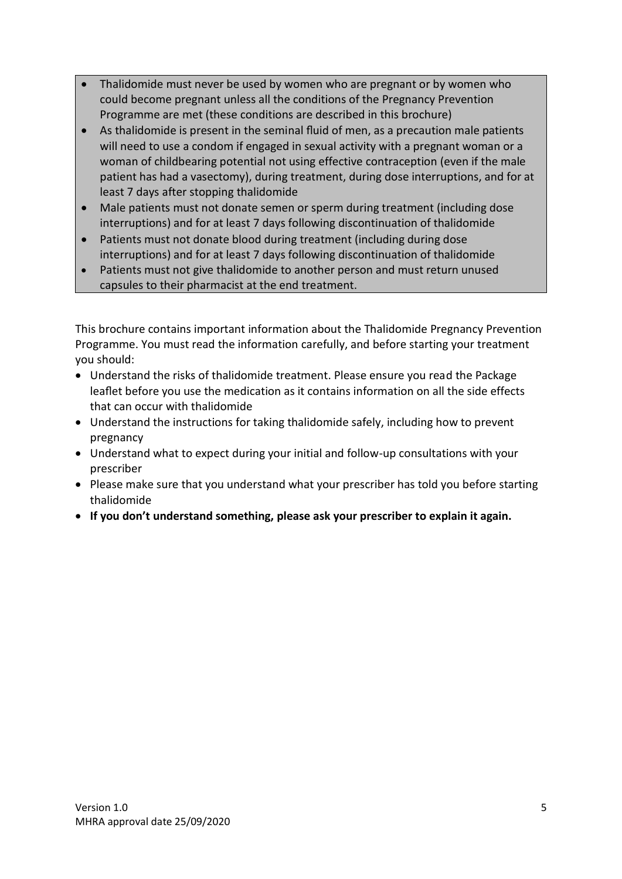- Thalidomide must never be used by women who are pregnant or by women who could become pregnant unless all the conditions of the Pregnancy Prevention Programme are met (these conditions are described in this brochure)
- As thalidomide is present in the seminal fluid of men, as a precaution male patients will need to use a condom if engaged in sexual activity with a pregnant woman or a woman of childbearing potential not using effective contraception (even if the male patient has had a vasectomy), during treatment, during dose interruptions, and for at least 7 days after stopping thalidomide
- Male patients must not donate semen or sperm during treatment (including dose interruptions) and for at least 7 days following discontinuation of thalidomide
- Patients must not donate blood during treatment (including during dose interruptions) and for at least 7 days following discontinuation of thalidomide
- Patients must not give thalidomide to another person and must return unused capsules to their pharmacist at the end treatment.

This brochure contains important information about the Thalidomide Pregnancy Prevention Programme. You must read the information carefully, and before starting your treatment you should:

- Understand the risks of thalidomide treatment. Please ensure you read the Package leaflet before you use the medication as it contains information on all the side effects that can occur with thalidomide
- Understand the instructions for taking thalidomide safely, including how to prevent pregnancy
- Understand what to expect during your initial and follow-up consultations with your prescriber
- Please make sure that you understand what your prescriber has told you before starting thalidomide
- **If you don't understand something, please ask your prescriber to explain it again.**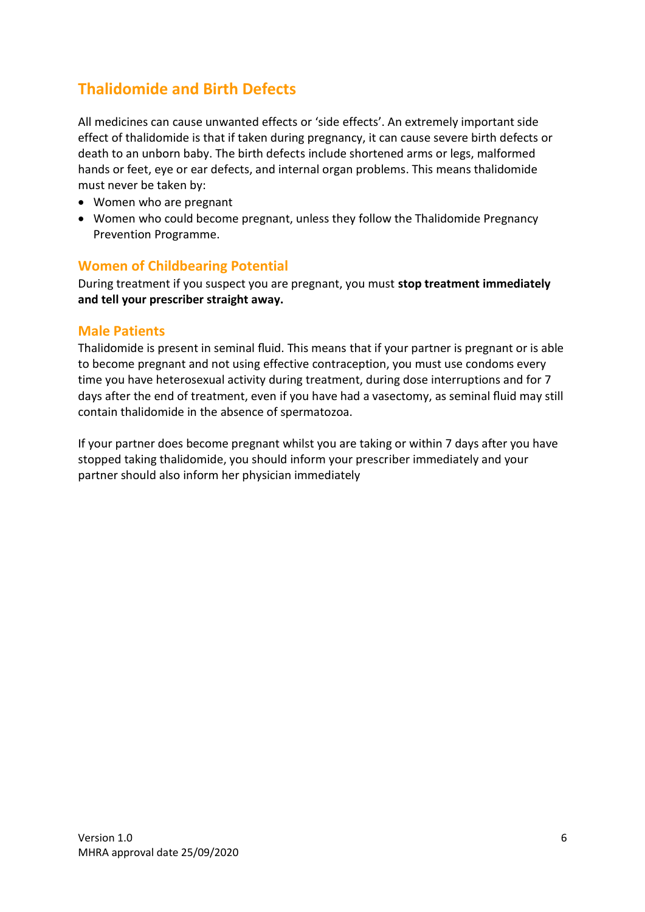## Thalidomide and Birth Defects

All medicines can cause unwanted effects or 'side effects'. An extremely important side effect of thalidomide is that if taken during pregnancy, it can cause severe birth defects or death to an unborn baby. The birth defects include shortened arms or legs, malformed hands or feet, eye or ear defects, and internal organ problems. This means thalidomide must never be taken by:

- Women who are pregnant
- Women who could become pregnant, unless they follow the Thalidomide Pregnancy Prevention Programme.

### Women of Childbearing Potential

During treatment if you suspect you are pregnant, you must **stop treatment immediately and tell your prescriber straight away.**

### Male Patients

Thalidomide is present in seminal fluid. This means that if your partner is pregnant or is able to become pregnant and not using effective contraception, you must use condoms every time you have heterosexual activity during treatment, during dose interruptions and for 7 days after the end of treatment, even if you have had a vasectomy, as seminal fluid may still contain thalidomide in the absence of spermatozoa.

If your partner does become pregnant whilst you are taking or within 7 days after you have stopped taking thalidomide, you should inform your prescriber immediately and your partner should also inform her physician immediately

Version 1.0
MHRA approval date 25/09/2020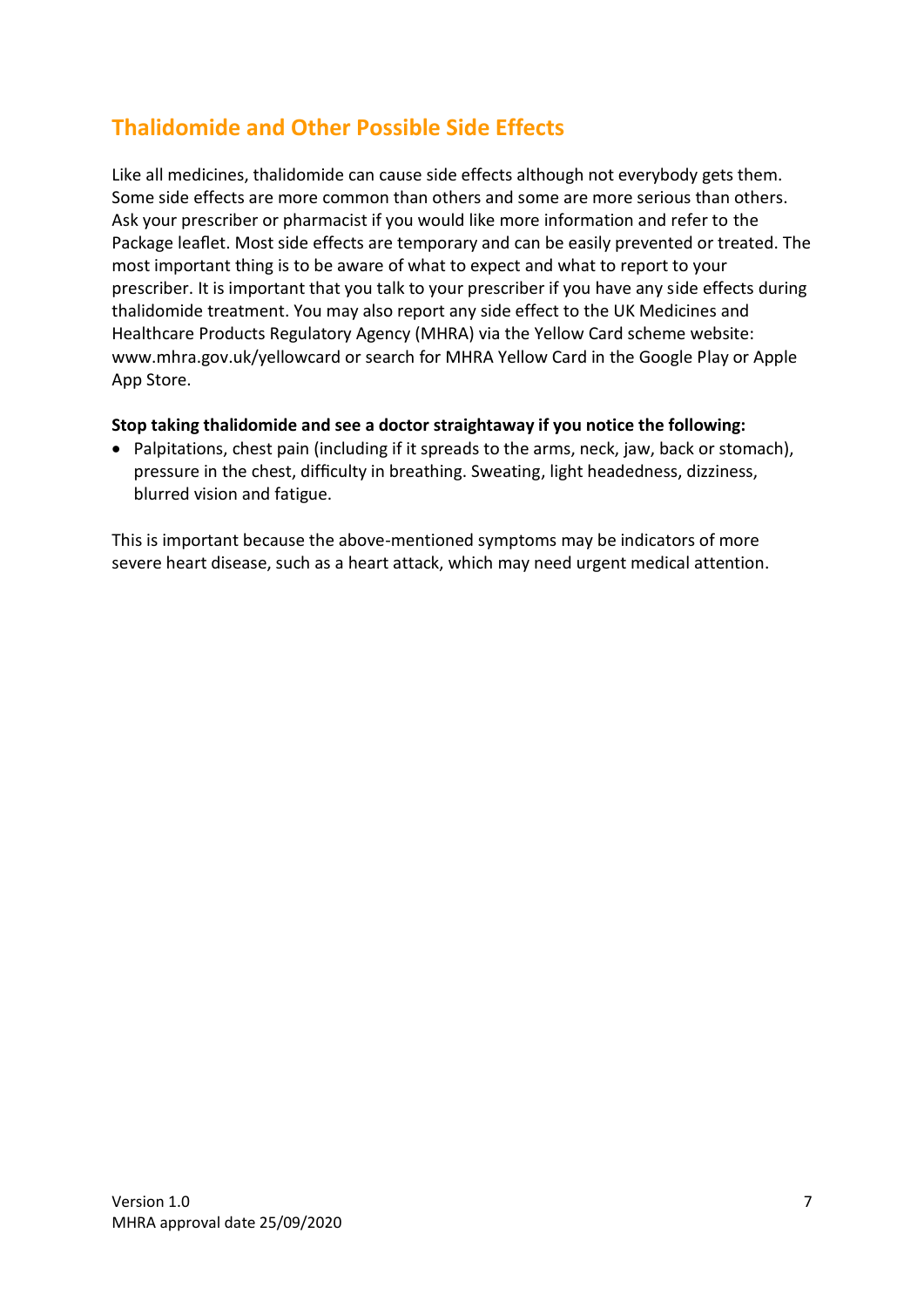## Thalidomide and Other Possible Side Effects

Like all medicines, thalidomide can cause side effects although not everybody gets them. Some side effects are more common than others and some are more serious than others. Ask your prescriber or pharmacist if you would like more information and refer to the Package leaflet. Most side effects are temporary and can be easily prevented or treated. The most important thing is to be aware of what to expect and what to report to your prescriber. It is important that you talk to your prescriber if you have any side effects during thalidomide treatment. You may also report any side effect to the UK Medicines and Healthcare Products Regulatory Agency (MHRA) via the Yellow Card scheme website: www.mhra.gov.uk/yellowcard or search for MHRA Yellow Card in the Google Play or Apple App Store.

**Stop taking thalidomide and see a doctor straightaway if you notice the following:**

- Palpitations, chest pain (including if it spreads to the arms, neck, jaw, back or stomach), pressure in the chest, difficulty in breathing. Sweating, light headedness, dizziness, blurred vision and fatigue.

This is important because the above-mentioned symptoms may be indicators of more severe heart disease, such as a heart attack, which may need urgent medical attention.

Version 1.0
MHRA approval date 25/09/2020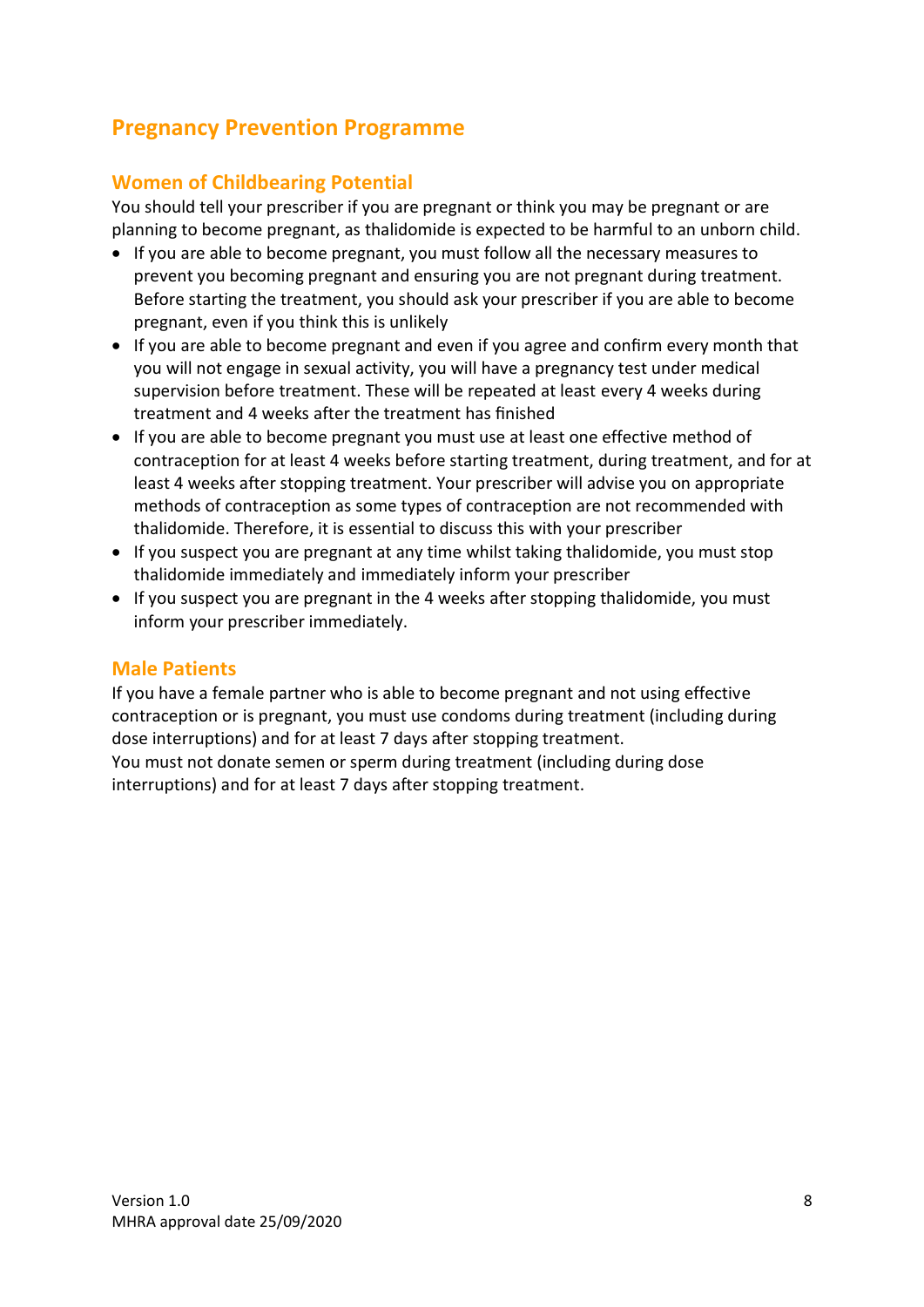## Pregnancy Prevention Programme

### Women of Childbearing Potential

You should tell your prescriber if you are pregnant or think you may be pregnant or are planning to become pregnant, as thalidomide is expected to be harmful to an unborn child.

- If you are able to become pregnant, you must follow all the necessary measures to prevent you becoming pregnant and ensuring you are not pregnant during treatment. Before starting the treatment, you should ask your prescriber if you are able to become pregnant, even if you think this is unlikely
- If you are able to become pregnant and even if you agree and confirm every month that you will not engage in sexual activity, you will have a pregnancy test under medical supervision before treatment. These will be repeated at least every 4 weeks during treatment and 4 weeks after the treatment has finished
- If you are able to become pregnant you must use at least one effective method of contraception for at least 4 weeks before starting treatment, during treatment, and for at least 4 weeks after stopping treatment. Your prescriber will advise you on appropriate methods of contraception as some types of contraception are not recommended with thalidomide. Therefore, it is essential to discuss this with your prescriber
- If you suspect you are pregnant at any time whilst taking thalidomide, you must stop thalidomide immediately and immediately inform your prescriber
- If you suspect you are pregnant in the 4 weeks after stopping thalidomide, you must inform your prescriber immediately.

### Male Patients

If you have a female partner who is able to become pregnant and not using effective contraception or is pregnant, you must use condoms during treatment (including during dose interruptions) and for at least 7 days after stopping treatment.

You must not donate semen or sperm during treatment (including during dose interruptions) and for at least 7 days after stopping treatment.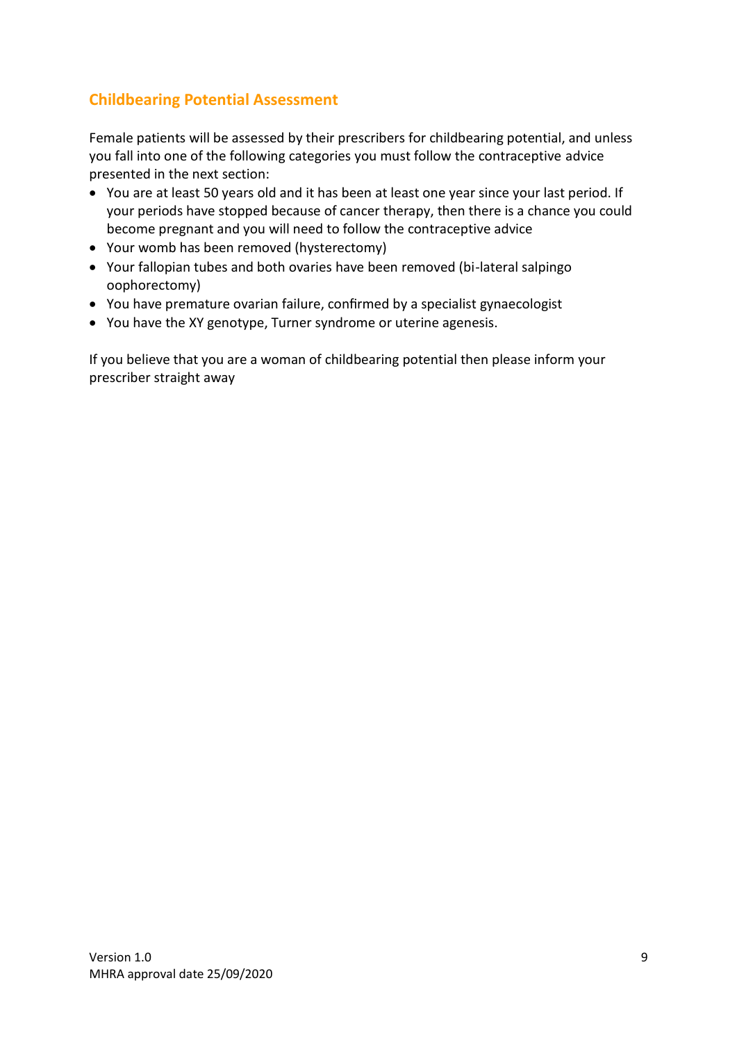## Childbearing Potential Assessment

Female patients will be assessed by their prescribers for childbearing potential, and unless you fall into one of the following categories you must follow the contraceptive advice presented in the next section:

- You are at least 50 years old and it has been at least one year since your last period. If your periods have stopped because of cancer therapy, then there is a chance you could become pregnant and you will need to follow the contraceptive advice
- Your womb has been removed (hysterectomy)
- Your fallopian tubes and both ovaries have been removed (bi-lateral salpingo oophorectomy)
- You have premature ovarian failure, confirmed by a specialist gynaecologist
- You have the XY genotype, Turner syndrome or uterine agenesis.

If you believe that you are a woman of childbearing potential then please inform your prescriber straight away

Version 1.0
MHRA approval date 25/09/2020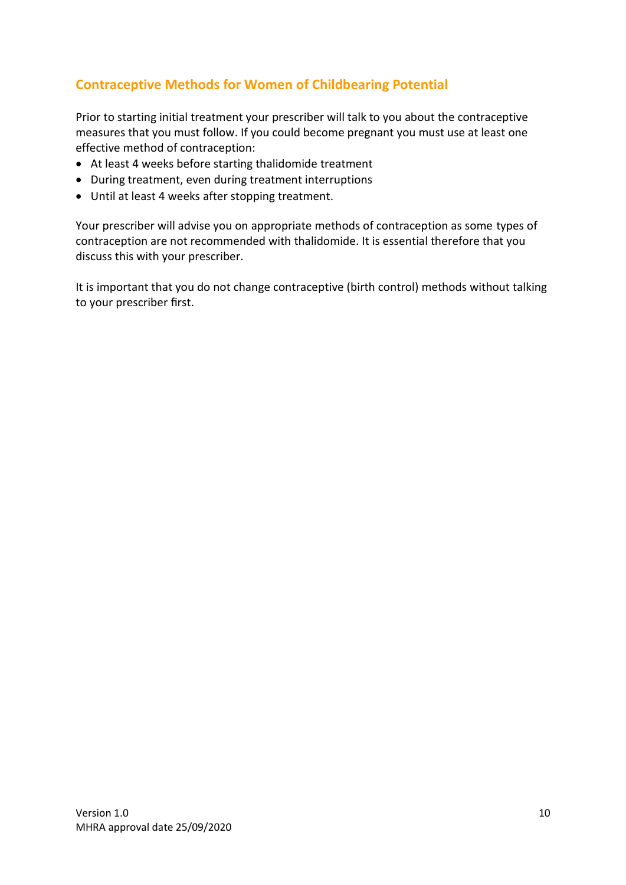## Contraceptive Methods for Women of Childbearing Potential

Prior to starting initial treatment your prescriber will talk to you about the contraceptive measures that you must follow. If you could become pregnant you must use at least one effective method of contraception:

- At least 4 weeks before starting thalidomide treatment
- During treatment, even during treatment interruptions
- Until at least 4 weeks after stopping treatment.

Your prescriber will advise you on appropriate methods of contraception as some types of contraception are not recommended with thalidomide. It is essential therefore that you discuss this with your prescriber.

It is important that you do not change contraceptive (birth control) methods without talking to your prescriber first.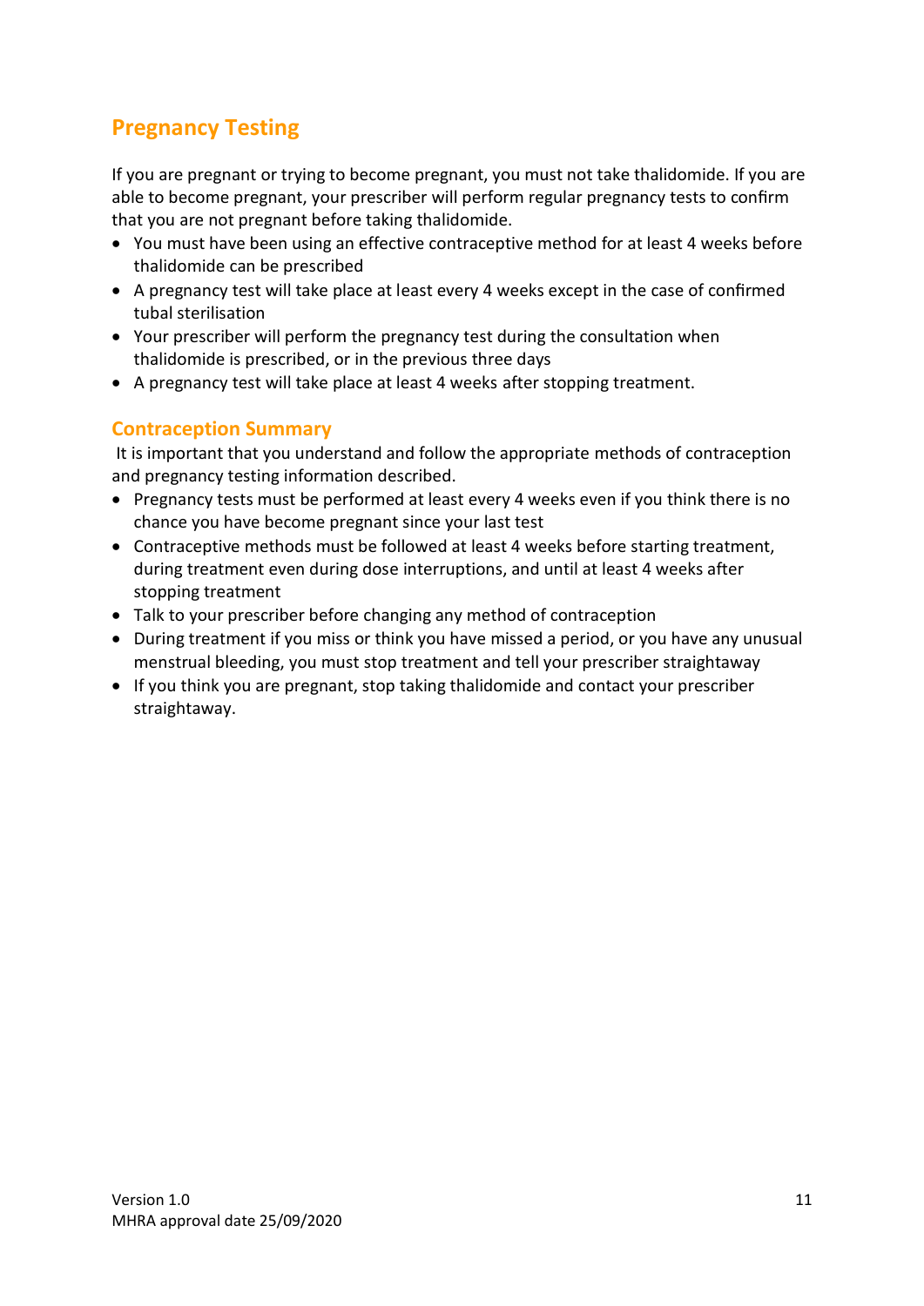## Pregnancy Testing

If you are pregnant or trying to become pregnant, you must not take thalidomide. If you are able to become pregnant, your prescriber will perform regular pregnancy tests to confirm that you are not pregnant before taking thalidomide.

- You must have been using an effective contraceptive method for at least 4 weeks before thalidomide can be prescribed
- A pregnancy test will take place at least every 4 weeks except in the case of confirmed tubal sterilisation
- Your prescriber will perform the pregnancy test during the consultation when thalidomide is prescribed, or in the previous three days
- A pregnancy test will take place at least 4 weeks after stopping treatment.

### Contraception Summary

It is important that you understand and follow the appropriate methods of contraception and pregnancy testing information described.

- Pregnancy tests must be performed at least every 4 weeks even if you think there is no chance you have become pregnant since your last test
- Contraceptive methods must be followed at least 4 weeks before starting treatment, during treatment even during dose interruptions, and until at least 4 weeks after stopping treatment
- Talk to your prescriber before changing any method of contraception
- During treatment if you miss or think you have missed a period, or you have any unusual menstrual bleeding, you must stop treatment and tell your prescriber straightaway
- If you think you are pregnant, stop taking thalidomide and contact your prescriber straightaway.

Version 1.0
MHRA approval date 25/09/2020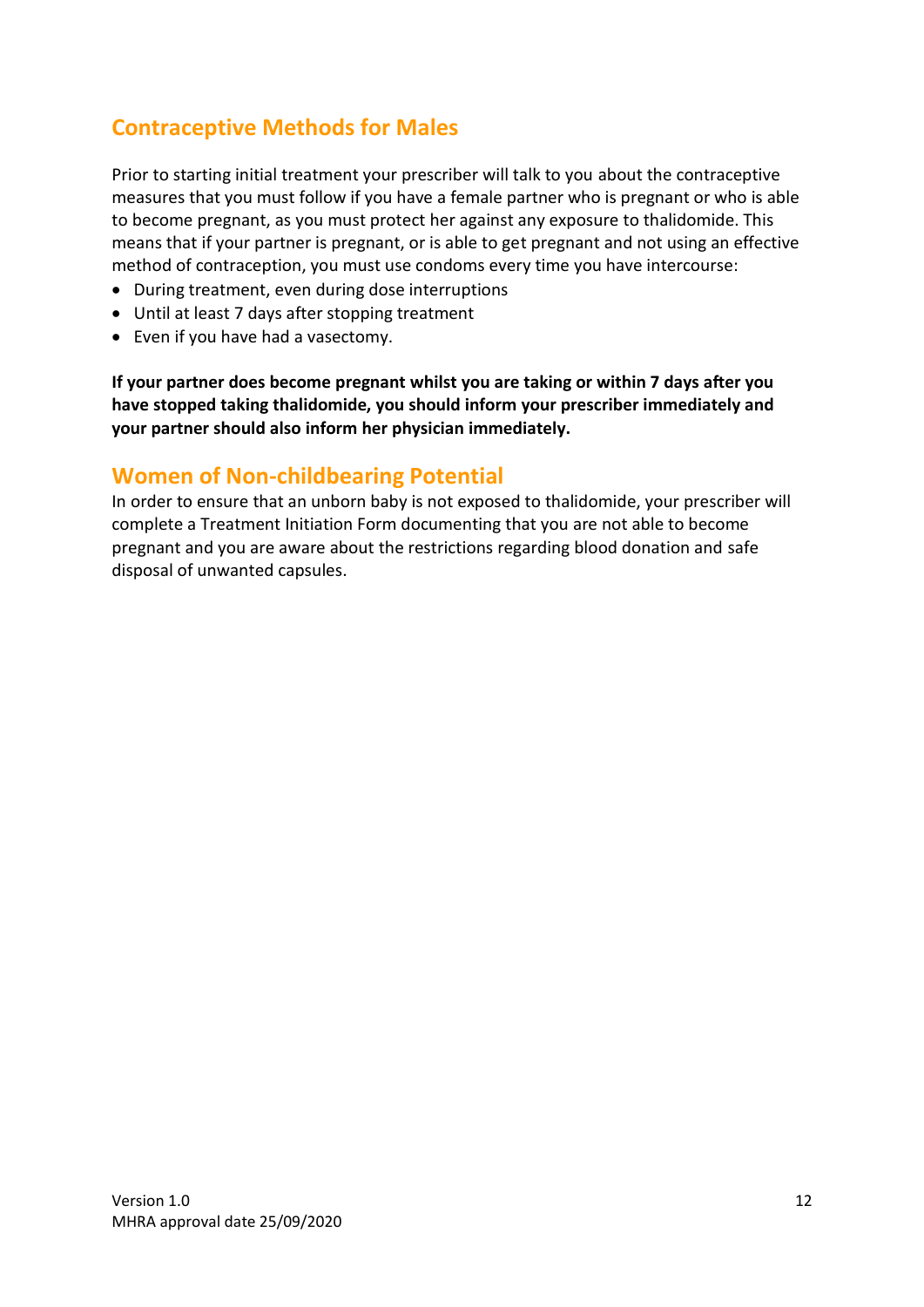## Contraceptive Methods for Males

Prior to starting initial treatment your prescriber will talk to you about the contraceptive measures that you must follow if you have a female partner who is pregnant or who is able to become pregnant, as you must protect her against any exposure to thalidomide. This means that if your partner is pregnant, or is able to get pregnant and not using an effective method of contraception, you must use condoms every time you have intercourse:

- During treatment, even during dose interruptions
- Until at least 7 days after stopping treatment
- Even if you have had a vasectomy.

**If your partner does become pregnant whilst you are taking or within 7 days after you have stopped taking thalidomide, you should inform your prescriber immediately and your partner should also inform her physician immediately.**

## Women of Non-childbearing Potential

In order to ensure that an unborn baby is not exposed to thalidomide, your prescriber will complete a Treatment Initiation Form documenting that you are not able to become pregnant and you are aware about the restrictions regarding blood donation and safe disposal of unwanted capsules.

Version 1.0
MHRA approval date 25/09/2020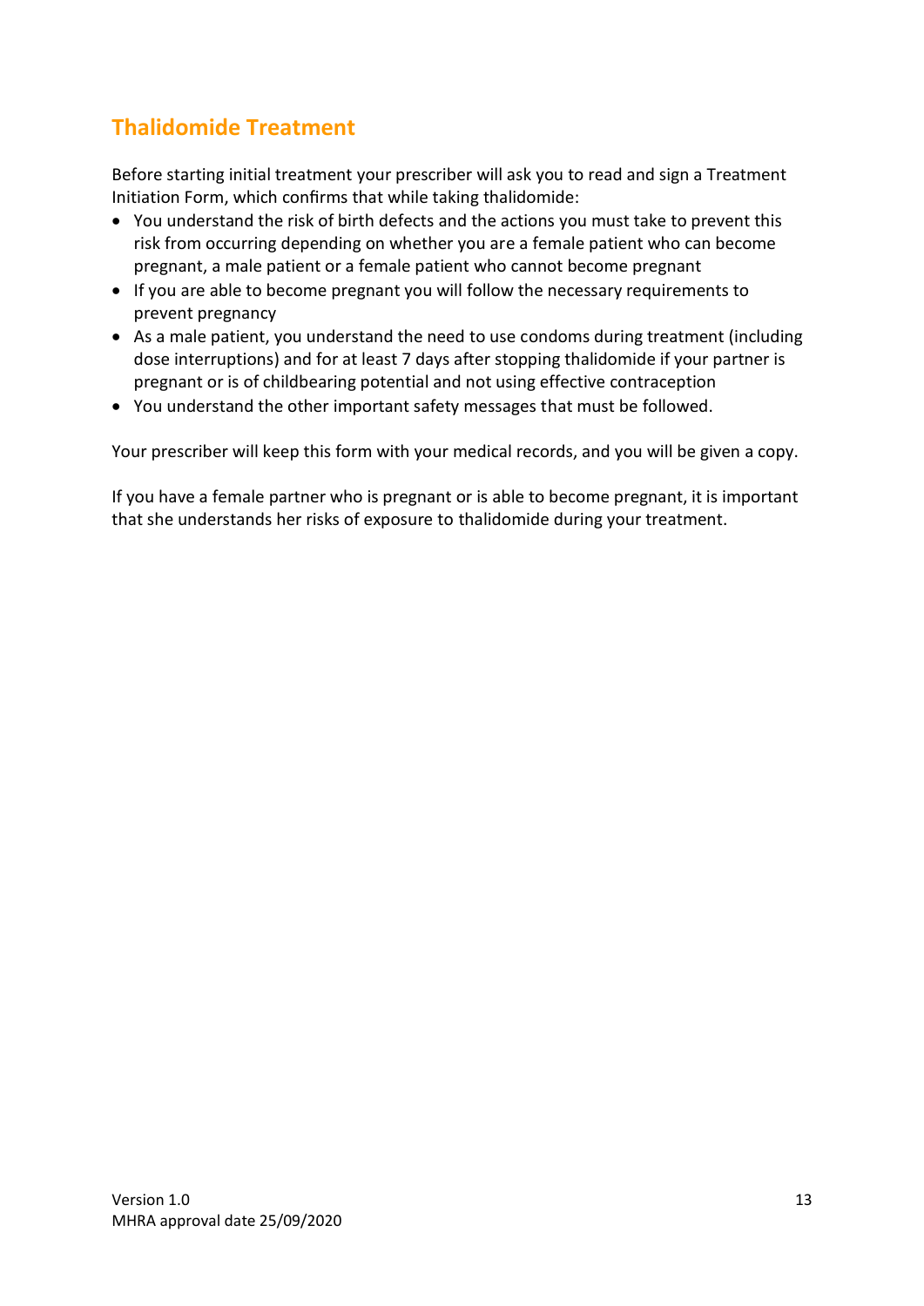## Thalidomide Treatment

Before starting initial treatment your prescriber will ask you to read and sign a Treatment Initiation Form, which confirms that while taking thalidomide:

- You understand the risk of birth defects and the actions you must take to prevent this risk from occurring depending on whether you are a female patient who can become pregnant, a male patient or a female patient who cannot become pregnant
- If you are able to become pregnant you will follow the necessary requirements to prevent pregnancy
- As a male patient, you understand the need to use condoms during treatment (including dose interruptions) and for at least 7 days after stopping thalidomide if your partner is pregnant or is of childbearing potential and not using effective contraception
- You understand the other important safety messages that must be followed.

Your prescriber will keep this form with your medical records, and you will be given a copy.

If you have a female partner who is pregnant or is able to become pregnant, it is important that she understands her risks of exposure to thalidomide during your treatment.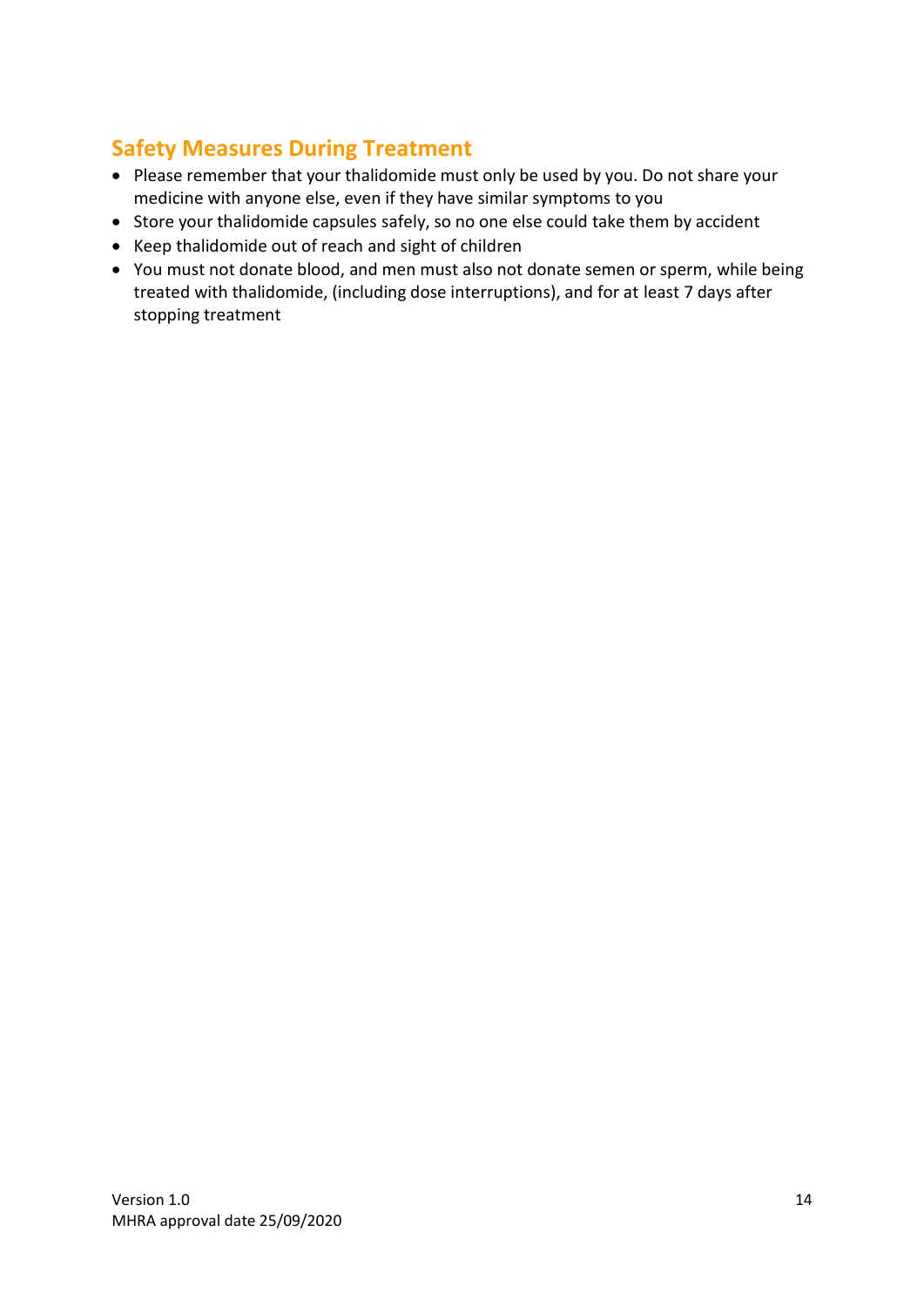## Safety Measures During Treatment

- Please remember that your thalidomide must only be used by you. Do not share your medicine with anyone else, even if they have similar symptoms to you
- Store your thalidomide capsules safely, so no one else could take them by accident
- Keep thalidomide out of reach and sight of children
- You must not donate blood, and men must also not donate semen or sperm, while being treated with thalidomide, (including dose interruptions), and for at least 7 days after stopping treatment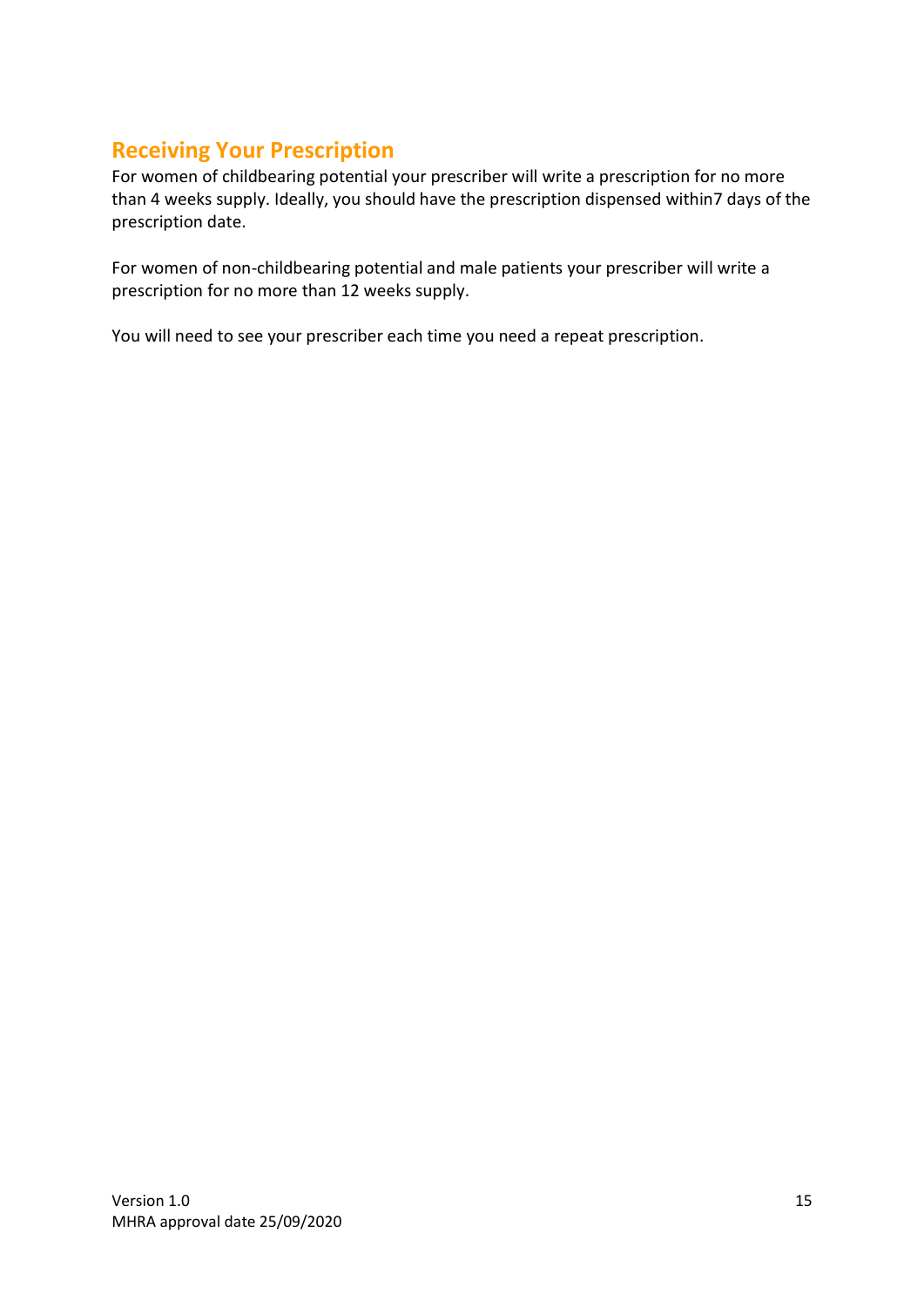## Receiving Your Prescription

For women of childbearing potential your prescriber will write a prescription for no more than 4 weeks supply. Ideally, you should have the prescription dispensed within7 days of the prescription date.

For women of non-childbearing potential and male patients your prescriber will write a prescription for no more than 12 weeks supply.

You will need to see your prescriber each time you need a repeat prescription.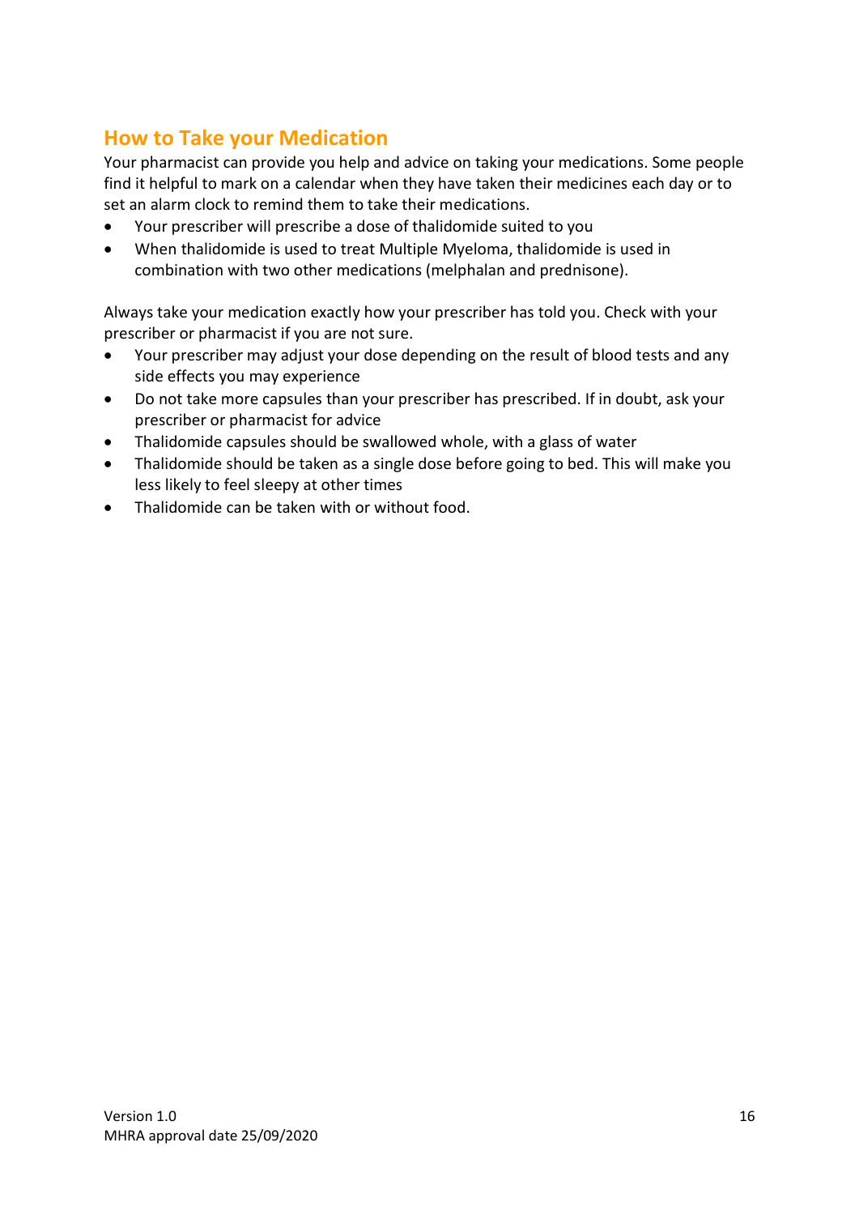## How to Take your Medication

Your pharmacist can provide you help and advice on taking your medications. Some people find it helpful to mark on a calendar when they have taken their medicines each day or to set an alarm clock to remind them to take their medications.

- Your prescriber will prescribe a dose of thalidomide suited to you
- When thalidomide is used to treat Multiple Myeloma, thalidomide is used in combination with two other medications (melphalan and prednisone).

Always take your medication exactly how your prescriber has told you. Check with your prescriber or pharmacist if you are not sure.

- Your prescriber may adjust your dose depending on the result of blood tests and any side effects you may experience
- Do not take more capsules than your prescriber has prescribed. If in doubt, ask your prescriber or pharmacist for advice
- Thalidomide capsules should be swallowed whole, with a glass of water
- Thalidomide should be taken as a single dose before going to bed. This will make you less likely to feel sleepy at other times
- Thalidomide can be taken with or without food.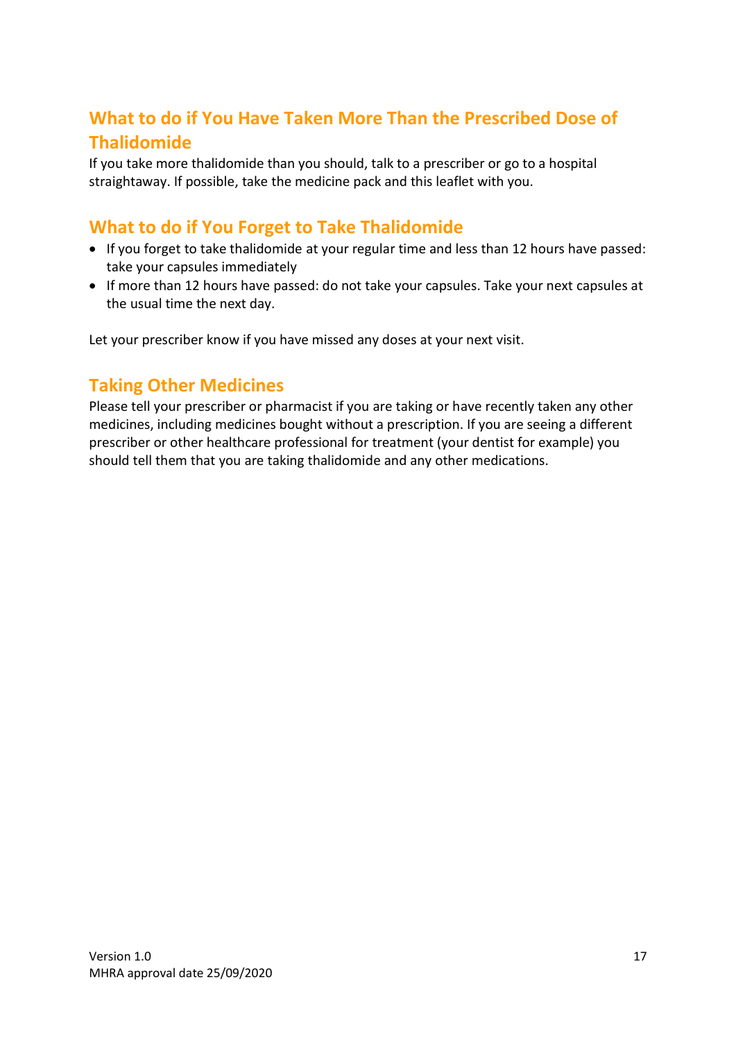## What to do if You Have Taken More Than the Prescribed Dose of Thalidomide

If you take more thalidomide than you should, talk to a prescriber or go to a hospital straightaway. If possible, take the medicine pack and this leaflet with you.

## What to do if You Forget to Take Thalidomide

- If you forget to take thalidomide at your regular time and less than 12 hours have passed: take your capsules immediately
- If more than 12 hours have passed: do not take your capsules. Take your next capsules at the usual time the next day.

Let your prescriber know if you have missed any doses at your next visit.

## Taking Other Medicines

Please tell your prescriber or pharmacist if you are taking or have recently taken any other medicines, including medicines bought without a prescription. If you are seeing a different prescriber or other healthcare professional for treatment (your dentist for example) you should tell them that you are taking thalidomide and any other medications.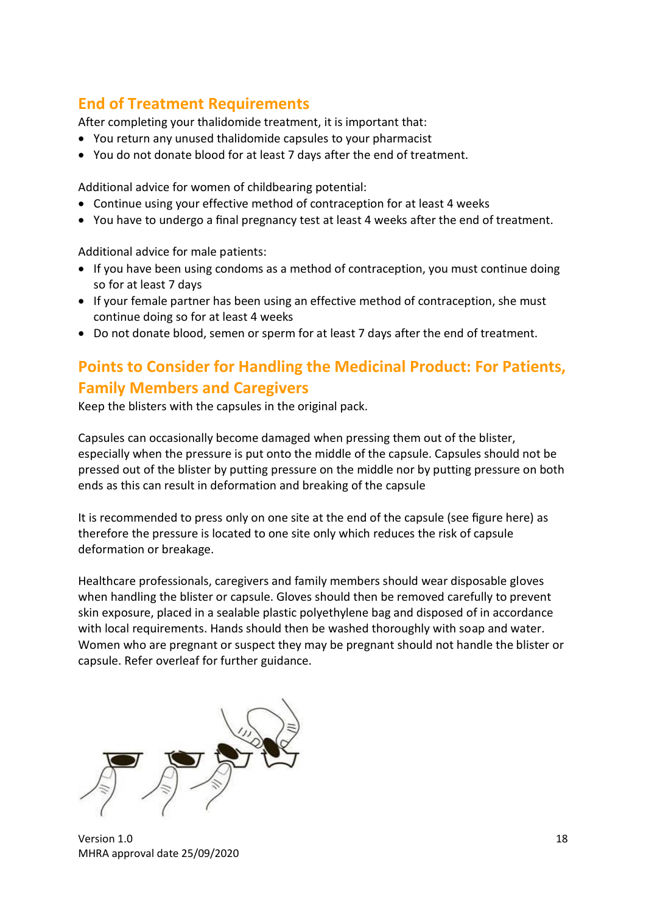## End of Treatment Requirements

After completing your thalidomide treatment, it is important that:

- You return any unused thalidomide capsules to your pharmacist
- You do not donate blood for at least 7 days after the end of treatment.

Additional advice for women of childbearing potential:

- Continue using your effective method of contraception for at least 4 weeks
- You have to undergo a final pregnancy test at least 4 weeks after the end of treatment.

Additional advice for male patients:

- If you have been using condoms as a method of contraception, you must continue doing so for at least 7 days
- If your female partner has been using an effective method of contraception, she must continue doing so for at least 4 weeks
- Do not donate blood, semen or sperm for at least 7 days after the end of treatment.

## Points to Consider for Handling the Medicinal Product: For Patients, Family Members and Caregivers

Keep the blisters with the capsules in the original pack.

Capsules can occasionally become damaged when pressing them out of the blister, especially when the pressure is put onto the middle of the capsule. Capsules should not be pressed out of the blister by putting pressure on the middle nor by putting pressure on both ends as this can result in deformation and breaking of the capsule

It is recommended to press only on one site at the end of the capsule (see figure here) as therefore the pressure is located to one site only which reduces the risk of capsule deformation or breakage.

Healthcare professionals, caregivers and family members should wear disposable gloves when handling the blister or capsule. Gloves should then be removed carefully to prevent skin exposure, placed in a sealable plastic polyethylene bag and disposed of in accordance with local requirements. Hands should then be washed thoroughly with soap and water. Women who are pregnant or suspect they may be pregnant should not handle the blister or capsule. Refer overleaf for further guidance.

Version 1.0
MHRA approval date 25/09/2020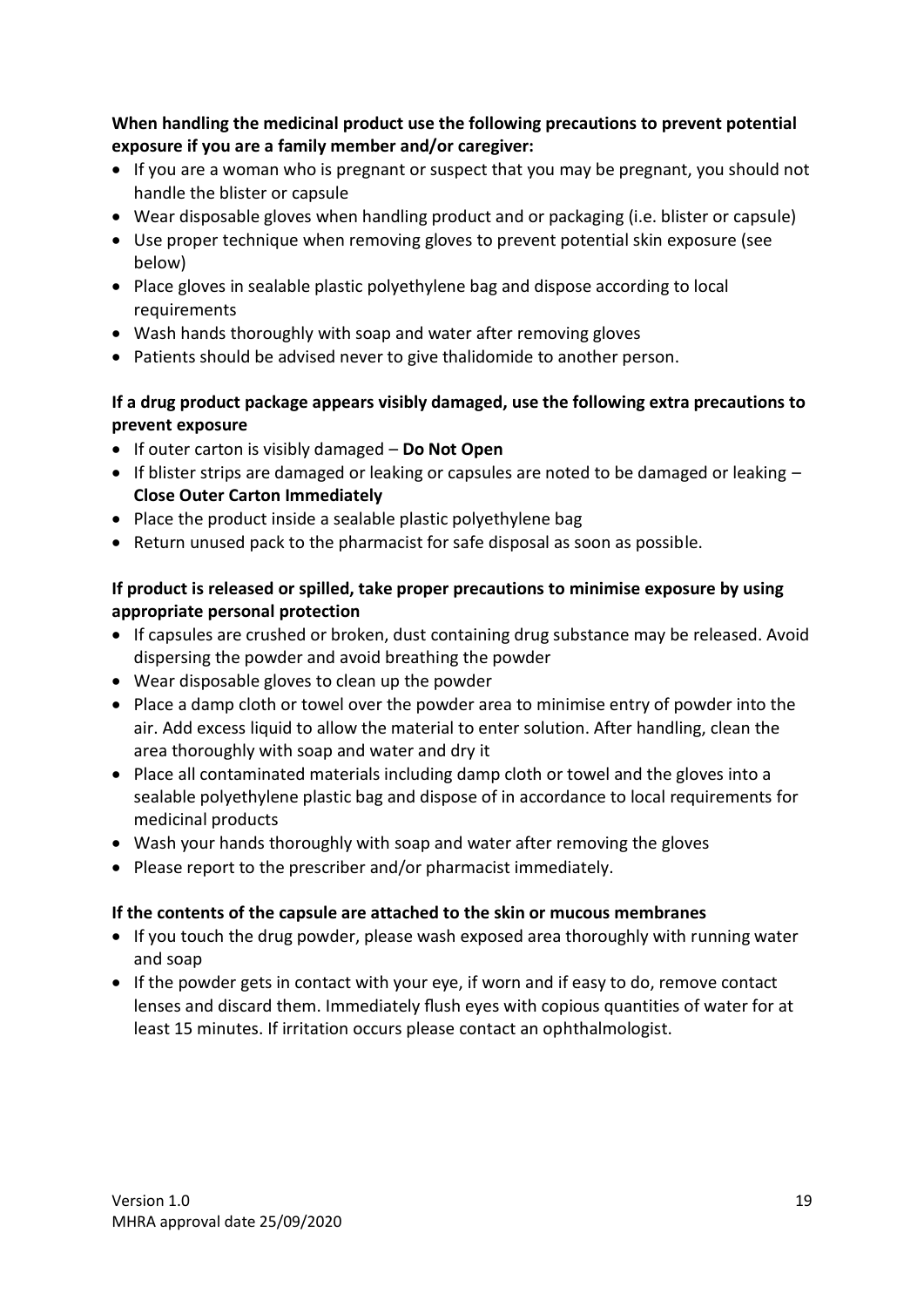**When handling the medicinal product use the following precautions to prevent potential exposure if you are a family member and/or caregiver:**

- If you are a woman who is pregnant or suspect that you may be pregnant, you should not handle the blister or capsule
- Wear disposable gloves when handling product and or packaging (i.e. blister or capsule)
- Use proper technique when removing gloves to prevent potential skin exposure (see below)
- Place gloves in sealable plastic polyethylene bag and dispose according to local requirements
- Wash hands thoroughly with soap and water after removing gloves
- Patients should be advised never to give thalidomide to another person.

**If a drug product package appears visibly damaged, use the following extra precautions to prevent exposure**

- If outer carton is visibly damaged – **Do Not Open**
- If blister strips are damaged or leaking or capsules are noted to be damaged or leaking – **Close Outer Carton Immediately**
- Place the product inside a sealable plastic polyethylene bag
- Return unused pack to the pharmacist for safe disposal as soon as possible.

**If product is released or spilled, take proper precautions to minimise exposure by using appropriate personal protection**

- If capsules are crushed or broken, dust containing drug substance may be released. Avoid dispersing the powder and avoid breathing the powder
- Wear disposable gloves to clean up the powder
- Place a damp cloth or towel over the powder area to minimise entry of powder into the air. Add excess liquid to allow the material to enter solution. After handling, clean the area thoroughly with soap and water and dry it
- Place all contaminated materials including damp cloth or towel and the gloves into a sealable polyethylene plastic bag and dispose of in accordance to local requirements for medicinal products
- Wash your hands thoroughly with soap and water after removing the gloves
- Please report to the prescriber and/or pharmacist immediately.

**If the contents of the capsule are attached to the skin or mucous membranes**

- If you touch the drug powder, please wash exposed area thoroughly with running water and soap
- If the powder gets in contact with your eye, if worn and if easy to do, remove contact lenses and discard them. Immediately flush eyes with copious quantities of water for at least 15 minutes. If irritation occurs please contact an ophthalmologist.

Version 1.0
MHRA approval date 25/09/2020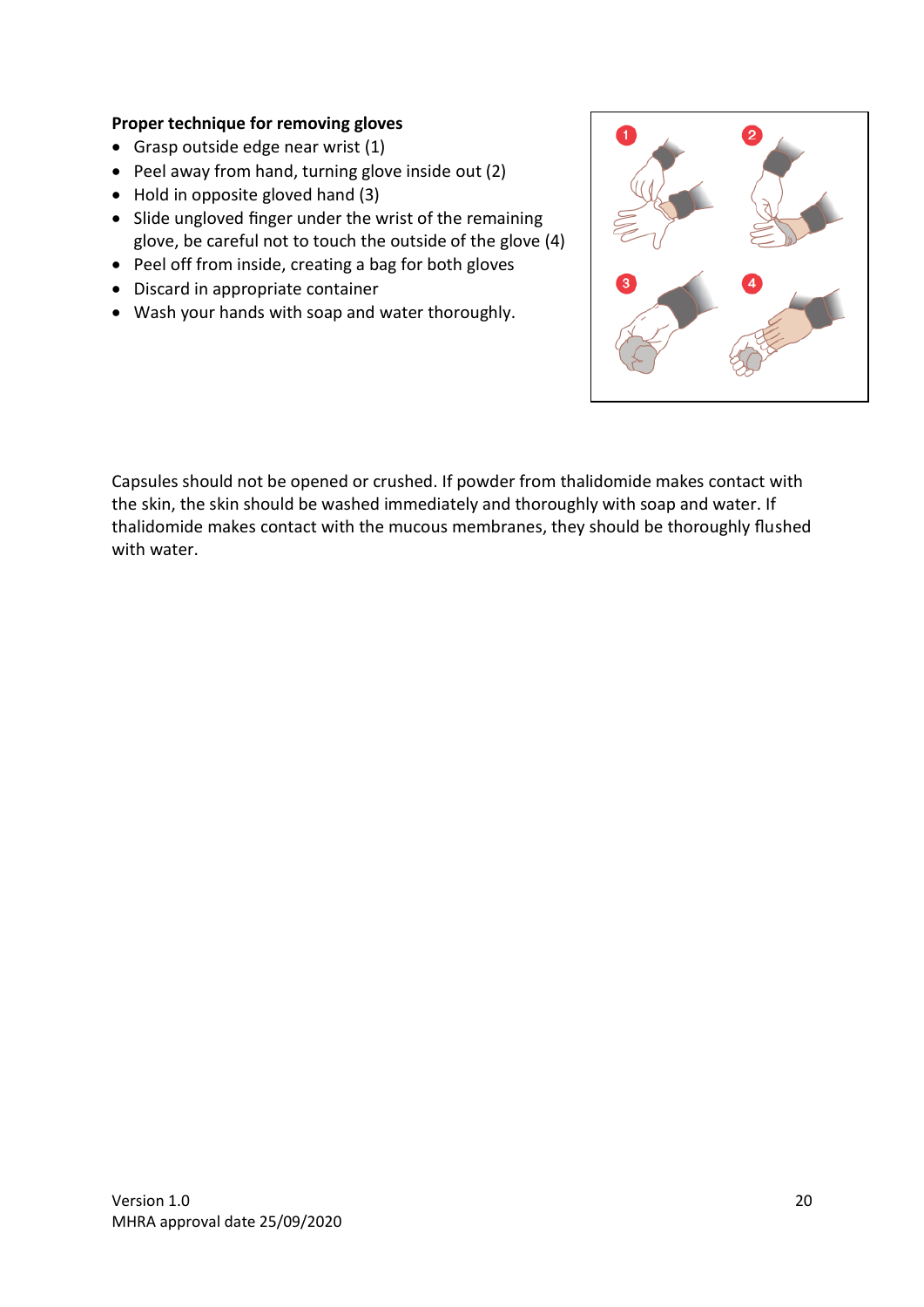**Proper technique for removing gloves**

- Grasp outside edge near wrist (1)
- Peel away from hand, turning glove inside out (2)
- Hold in opposite gloved hand (3)
- Slide ungloved finger under the wrist of the remaining glove, be careful not to touch the outside of the glove (4)
- Peel off from inside, creating a bag for both gloves
- Discard in appropriate container
- Wash your hands with soap and water thoroughly.

Capsules should not be opened or crushed. If powder from thalidomide makes contact with the skin, the skin should be washed immediately and thoroughly with soap and water. If thalidomide makes contact with the mucous membranes, they should be thoroughly flushed with water.

Version 1.0
MHRA approval date 25/09/2020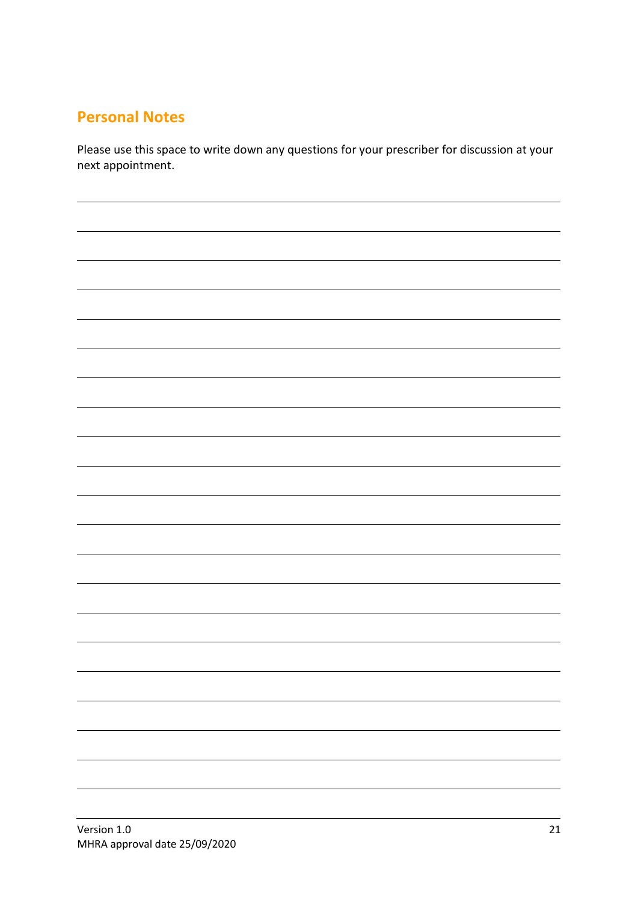## Personal Notes

Please use this space to write down any questions for your prescriber for discussion at your next appointment.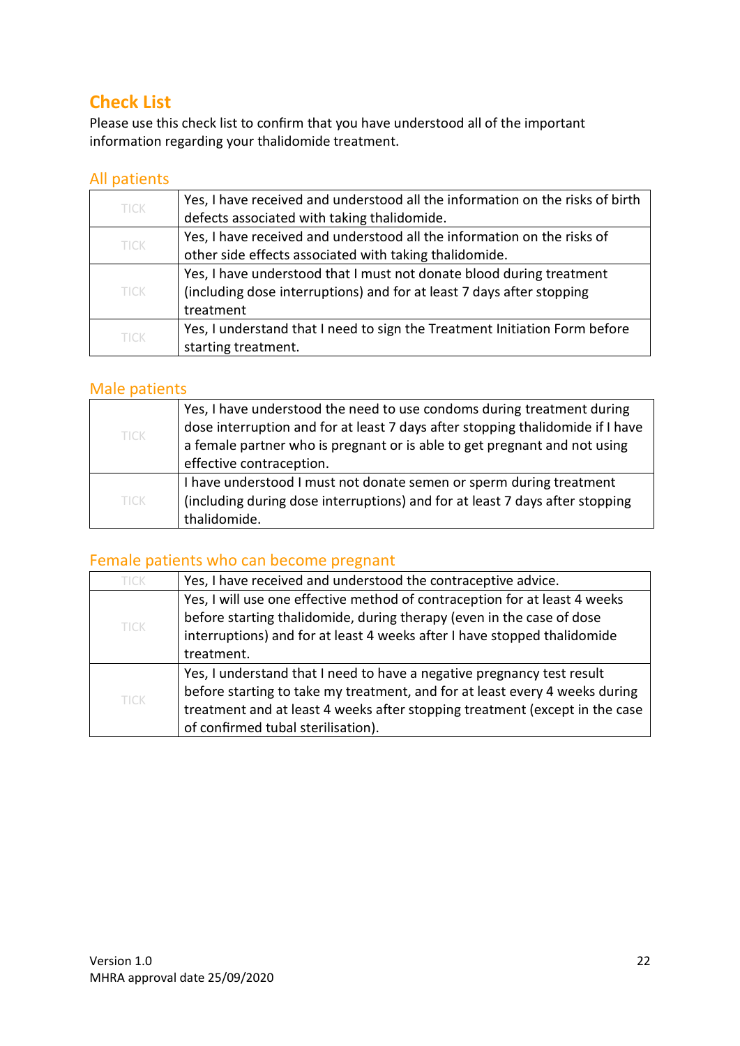## Check List

Please use this check list to confirm that you have understood all of the important information regarding your thalidomide treatment.

### All patients

| | |
|---|---|
| TICK | Yes, I have received and understood all the information on the risks of birth defects associated with taking thalidomide. |
| TICK | Yes, I have received and understood all the information on the risks of other side effects associated with taking thalidomide. |
| TICK | Yes, I have understood that I must not donate blood during treatment (including dose interruptions) and for at least 7 days after stopping treatment |
| TICK | Yes, I understand that I need to sign the Treatment Initiation Form before starting treatment. |

### Male patients

| | |
|---|---|
| TICK | Yes, I have understood the need to use condoms during treatment during dose interruption and for at least 7 days after stopping thalidomide if I have a female partner who is pregnant or is able to get pregnant and not using effective contraception. |
| TICK | I have understood I must not donate semen or sperm during treatment (including during dose interruptions) and for at least 7 days after stopping thalidomide. |

### Female patients who can become pregnant

| | |
|---|---|
| TICK | Yes, I have received and understood the contraceptive advice. |
| TICK | Yes, I will use one effective method of contraception for at least 4 weeks before starting thalidomide, during therapy (even in the case of dose interruptions) and for at least 4 weeks after I have stopped thalidomide treatment. |
| TICK | Yes, I understand that I need to have a negative pregnancy test result before starting to take my treatment, and for at least every 4 weeks during treatment and at least 4 weeks after stopping treatment (except in the case of confirmed tubal sterilisation). |

Version 1.0
MHRA approval date 25/09/2020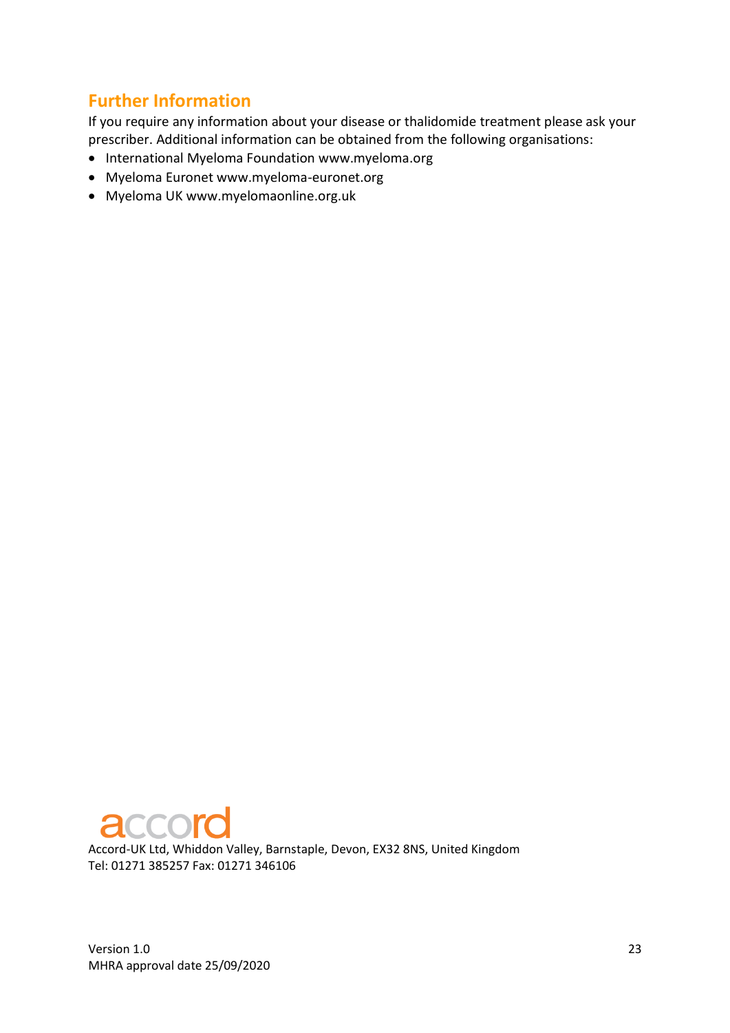## Further Information

If you require any information about your disease or thalidomide treatment please ask your prescriber. Additional information can be obtained from the following organisations:

- International Myeloma Foundation www.myeloma.org
- Myeloma Euronet www.myeloma-euronet.org
- Myeloma UK www.myelomaonline.org.uk

accord

Accord-UK Ltd, Whiddon Valley, Barnstaple, Devon, EX32 8NS, United Kingdom
Tel: 01271 385257 Fax: 01271 346106

Version 1.0
MHRA approval date 25/09/2020